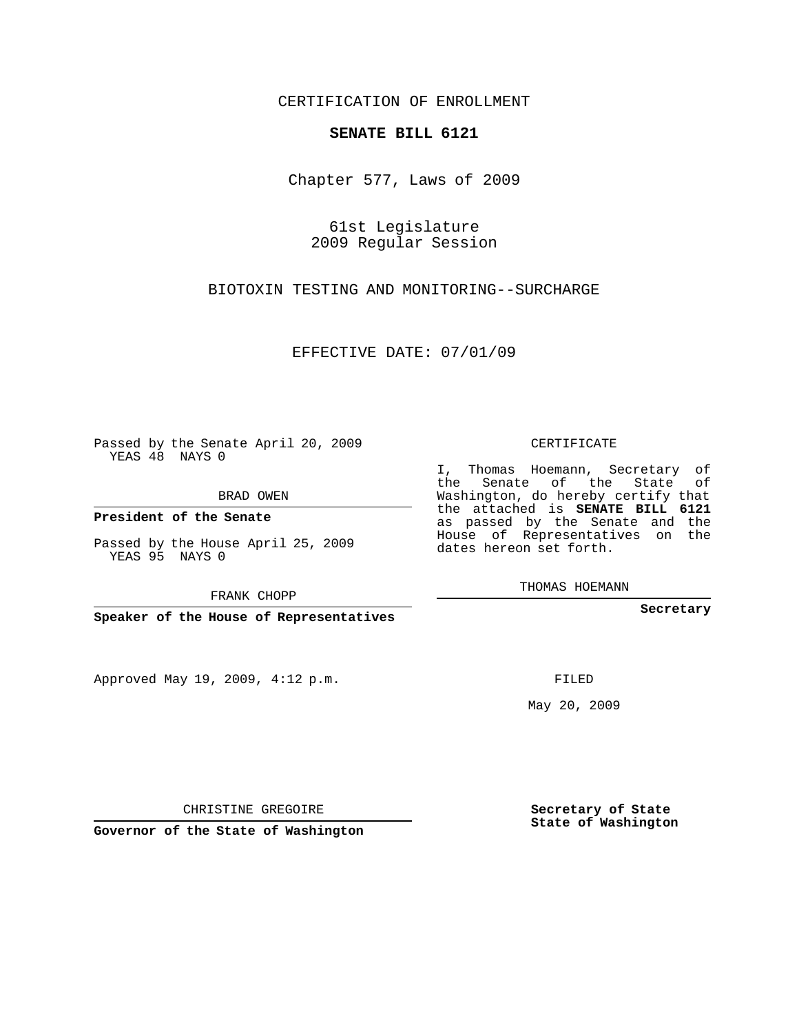CERTIFICATION OF ENROLLMENT

**SENATE BILL 6121**

Chapter 577, Laws of 2009

61st Legislature
2009 Regular Session

BIOTOXIN TESTING AND MONITORING--SURCHARGE

EFFECTIVE DATE: 07/01/09

Passed by the Senate April 20, 2009
YEAS 48 NAYS 0

BRAD OWEN

**President of the Senate**

Passed by the House April 25, 2009
YEAS 95 NAYS 0

FRANK CHOPP

**Speaker of the House of Representatives**

Approved May 19, 2009, 4:12 p.m.

CHRISTINE GREGOIRE

**Governor of the State of Washington**

CERTIFICATE

I, Thomas Hoemann, Secretary of the Senate of the State of Washington, do hereby certify that the attached is **SENATE BILL 6121** as passed by the Senate and the House of Representatives on the dates hereon set forth.

THOMAS HOEMANN

**Secretary**

FILED

May 20, 2009

**Secretary of State**
**State of Washington**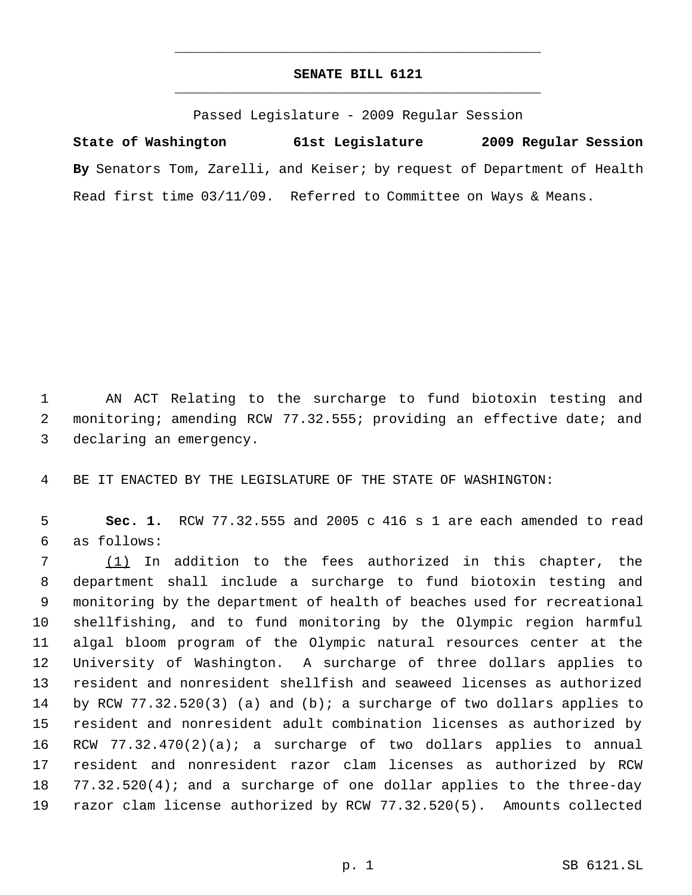# SENATE BILL 6121

Passed Legislature - 2009 Regular Session

**State of Washington 61st Legislature 2009 Regular Session**

**By** Senators Tom, Zarelli, and Keiser; by request of Department of Health

Read first time 03/11/09. Referred to Committee on Ways & Means.

AN ACT Relating to the surcharge to fund biotoxin testing and monitoring; amending RCW 77.32.555; providing an effective date; and declaring an emergency.

BE IT ENACTED BY THE LEGISLATURE OF THE STATE OF WASHINGTON:

**Sec. 1.** RCW 77.32.555 and 2005 c 416 s 1 are each amended to read as follows:

(1) In addition to the fees authorized in this chapter, the department shall include a surcharge to fund biotoxin testing and monitoring by the department of health of beaches used for recreational shellfishing, and to fund monitoring by the Olympic region harmful algal bloom program of the Olympic natural resources center at the University of Washington. A surcharge of three dollars applies to resident and nonresident shellfish and seaweed licenses as authorized by RCW 77.32.520(3) (a) and (b); a surcharge of two dollars applies to resident and nonresident adult combination licenses as authorized by RCW 77.32.470(2)(a); a surcharge of two dollars applies to annual resident and nonresident razor clam licenses as authorized by RCW 77.32.520(4); and a surcharge of one dollar applies to the three-day razor clam license authorized by RCW 77.32.520(5). Amounts collected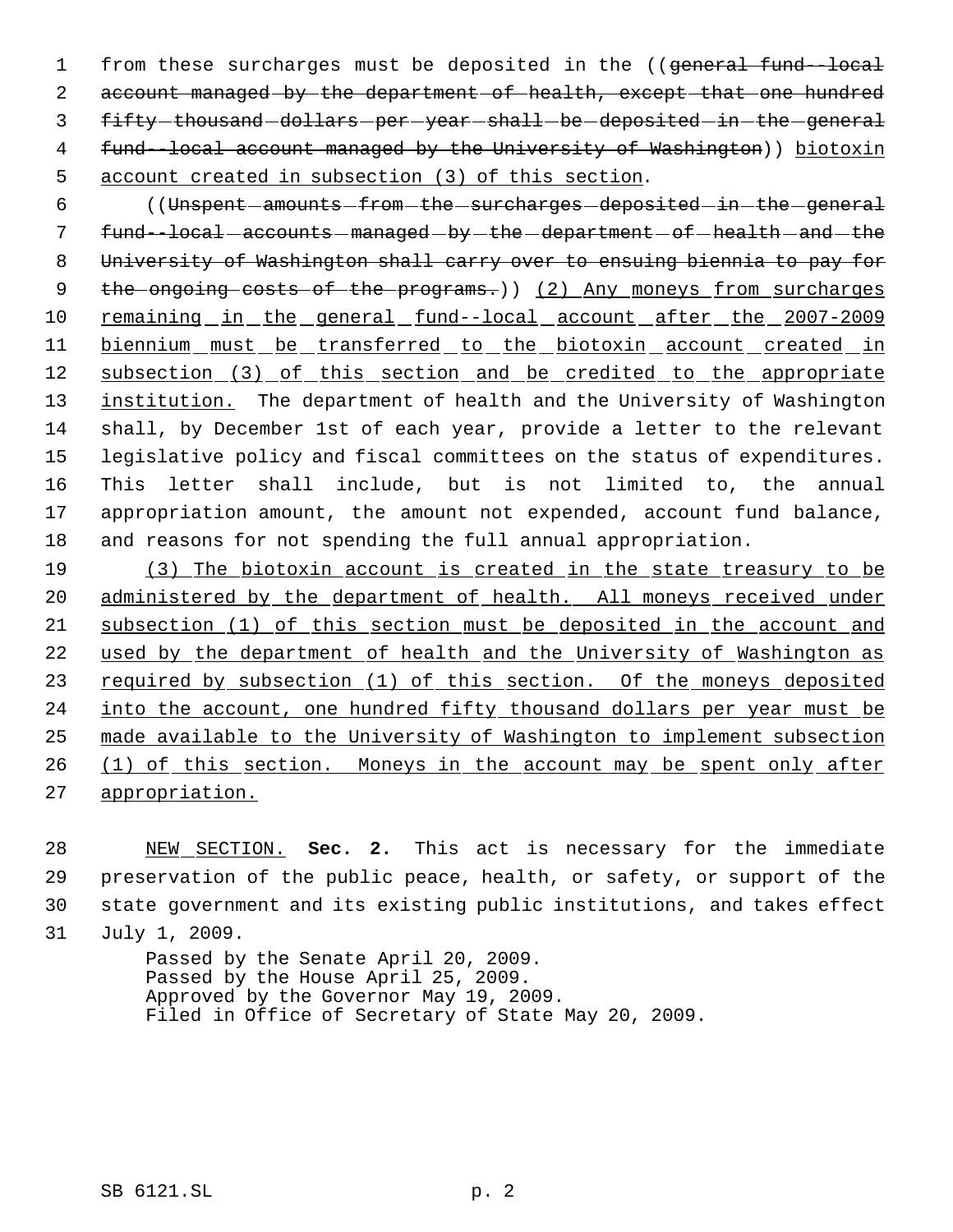from these surcharges must be deposited in the ((~~general fund--local account managed by the department of health, except that one hundred fifty thousand dollars per year shall be deposited in the general fund--local account managed by the University of Washington~~)) <u>biotoxin account created in subsection (3) of this section</u>.

((~~Unspent amounts from the surcharges deposited in the general fund--local accounts managed by the department of health and the University of Washington shall carry over to ensuing biennia to pay for the ongoing costs of the programs.~~)) <u>(2) Any moneys from surcharges remaining in the general fund--local account after the 2007-2009 biennium must be transferred to the biotoxin account created in subsection (3) of this section and be credited to the appropriate institution.</u> The department of health and the University of Washington shall, by December 1st of each year, provide a letter to the relevant legislative policy and fiscal committees on the status of expenditures. This letter shall include, but is not limited to, the annual appropriation amount, the amount not expended, account fund balance, and reasons for not spending the full annual appropriation.

<u>(3) The biotoxin account is created in the state treasury to be administered by the department of health. All moneys received under subsection (1) of this section must be deposited in the account and used by the department of health and the University of Washington as required by subsection (1) of this section. Of the moneys deposited into the account, one hundred fifty thousand dollars per year must be made available to the University of Washington to implement subsection (1) of this section. Moneys in the account may be spent only after appropriation.</u>

<u>NEW SECTION.</u> **Sec. 2.** This act is necessary for the immediate preservation of the public peace, health, or safety, or support of the state government and its existing public institutions, and takes effect July 1, 2009.

Passed by the Senate April 20, 2009.
Passed by the House April 25, 2009.
Approved by the Governor May 19, 2009.
Filed in Office of Secretary of State May 20, 2009.